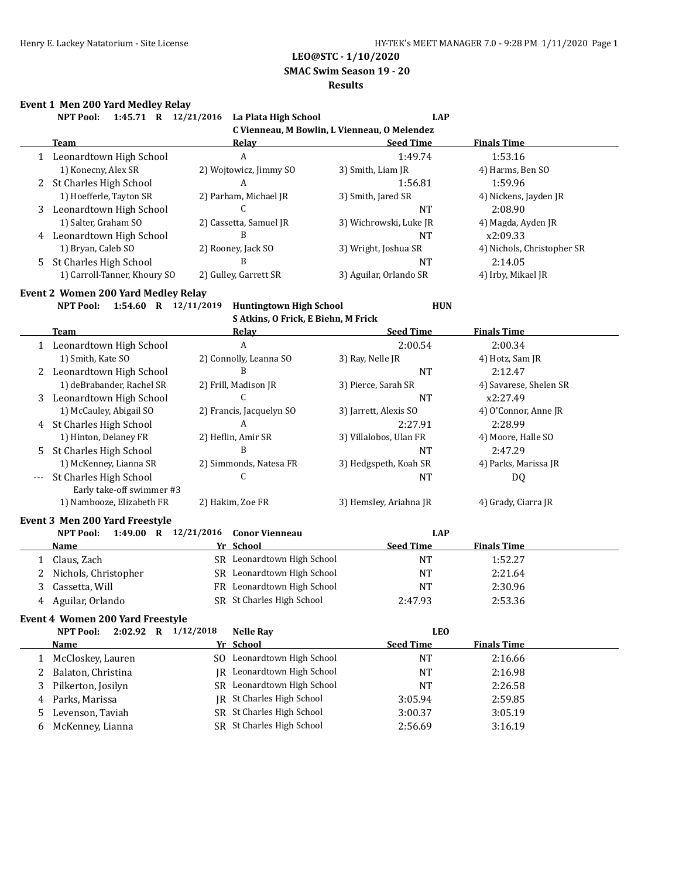**LEO@STC - 1/10/2020**
**SMAC Swim Season 19 - 20**
**Results**

### Event 1 Men 200 Yard Medley Relay

NPT Pool: 1:45.71 R 12/21/2016 La Plata High School LAP
C Vienneau, M Bowlin, L Vienneau, O Melendez

| | Team | Relay | Seed Time | Finals Time |
|---|---|---|---|---|
| 1 | Leonardtown High School | A | 1:49.74 | 1:53.16 |
| | 1) Konecny, Alex SR | 2) Wojtowicz, Jimmy SO | 3) Smith, Liam JR | 4) Harms, Ben SO |
| 2 | St Charles High School | A | 1:56.81 | 1:59.96 |
| | 1) Hoefferle, Tayton SR | 2) Parham, Michael JR | 3) Smith, Jared SR | 4) Nickens, Jayden JR |
| 3 | Leonardtown High School | C | NT | 2:08.90 |
| | 1) Salter, Graham SO | 2) Cassetta, Samuel JR | 3) Wichrowski, Luke JR | 4) Magda, Ayden JR |
| 4 | Leonardtown High School | B | NT | x2:09.33 |
| | 1) Bryan, Caleb SO | 2) Rooney, Jack SO | 3) Wright, Joshua SR | 4) Nichols, Christopher SR |
| 5 | St Charles High School | B | NT | 2:14.05 |
| | 1) Carroll-Tanner, Khoury SO | 2) Gulley, Garrett SR | 3) Aguilar, Orlando SR | 4) Irby, Mikael JR |

### Event 2 Women 200 Yard Medley Relay

NPT Pool: 1:54.60 R 12/11/2019 Huntingtown High School HUN
S Atkins, O Frick, E Biehn, M Frick

| | Team | Relay | Seed Time | Finals Time |
|---|---|---|---|---|
| 1 | Leonardtown High School | A | 2:00.54 | 2:00.34 |
| | 1) Smith, Kate SO | 2) Connolly, Leanna SO | 3) Ray, Nelle JR | 4) Hotz, Sam JR |
| 2 | Leonardtown High School | B | NT | 2:12.47 |
| | 1) deBrabander, Rachel SR | 2) Frill, Madison JR | 3) Pierce, Sarah SR | 4) Savarese, Shelen SR |
| 3 | Leonardtown High School | C | NT | x2:27.49 |
| | 1) McCauley, Abigail SO | 2) Francis, Jacquelyn SO | 3) Jarrett, Alexis SO | 4) O'Connor, Anne JR |
| 4 | St Charles High School | A | 2:27.91 | 2:28.99 |
| | 1) Hinton, Delaney FR | 2) Heflin, Amir SR | 3) Villalobos, Ulan FR | 4) Moore, Halle SO |
| 5 | St Charles High School | B | NT | 2:47.29 |
| | 1) McKenney, Lianna SR | 2) Simmonds, Natesa FR | 3) Hedgspeth, Koah SR | 4) Parks, Marissa JR |
| --- | St Charles High School | C | NT | DQ |
| | Early take-off swimmer #3 | | | |
| | 1) Nambooze, Elizabeth FR | 2) Hakim, Zoe FR | 3) Hemsley, Ariahna JR | 4) Grady, Ciarra JR |

### Event 3 Men 200 Yard Freestyle

NPT Pool: 1:49.00 R 12/21/2016 Conor Vienneau LAP

| | Name | Yr | School | Seed Time | Finals Time |
|---|---|---|---|---|---|
| 1 | Claus, Zach | SR | Leonardtown High School | NT | 1:52.27 |
| 2 | Nichols, Christopher | SR | Leonardtown High School | NT | 2:21.64 |
| 3 | Cassetta, Will | FR | Leonardtown High School | NT | 2:30.96 |
| 4 | Aguilar, Orlando | SR | St Charles High School | 2:47.93 | 2:53.36 |

### Event 4 Women 200 Yard Freestyle

NPT Pool: 2:02.92 R 1/12/2018 Nelle Ray LEO

| | Name | Yr | School | Seed Time | Finals Time |
|---|---|---|---|---|---|
| 1 | McCloskey, Lauren | SO | Leonardtown High School | NT | 2:16.66 |
| 2 | Balaton, Christina | JR | Leonardtown High School | NT | 2:16.98 |
| 3 | Pilkerton, Josilyn | SR | Leonardtown High School | NT | 2:26.58 |
| 4 | Parks, Marissa | JR | St Charles High School | 3:05.94 | 2:59.85 |
| 5 | Levenson, Taviah | SR | St Charles High School | 3:00.37 | 3:05.19 |
| 6 | McKenney, Lianna | SR | St Charles High School | 2:56.69 | 3:16.19 |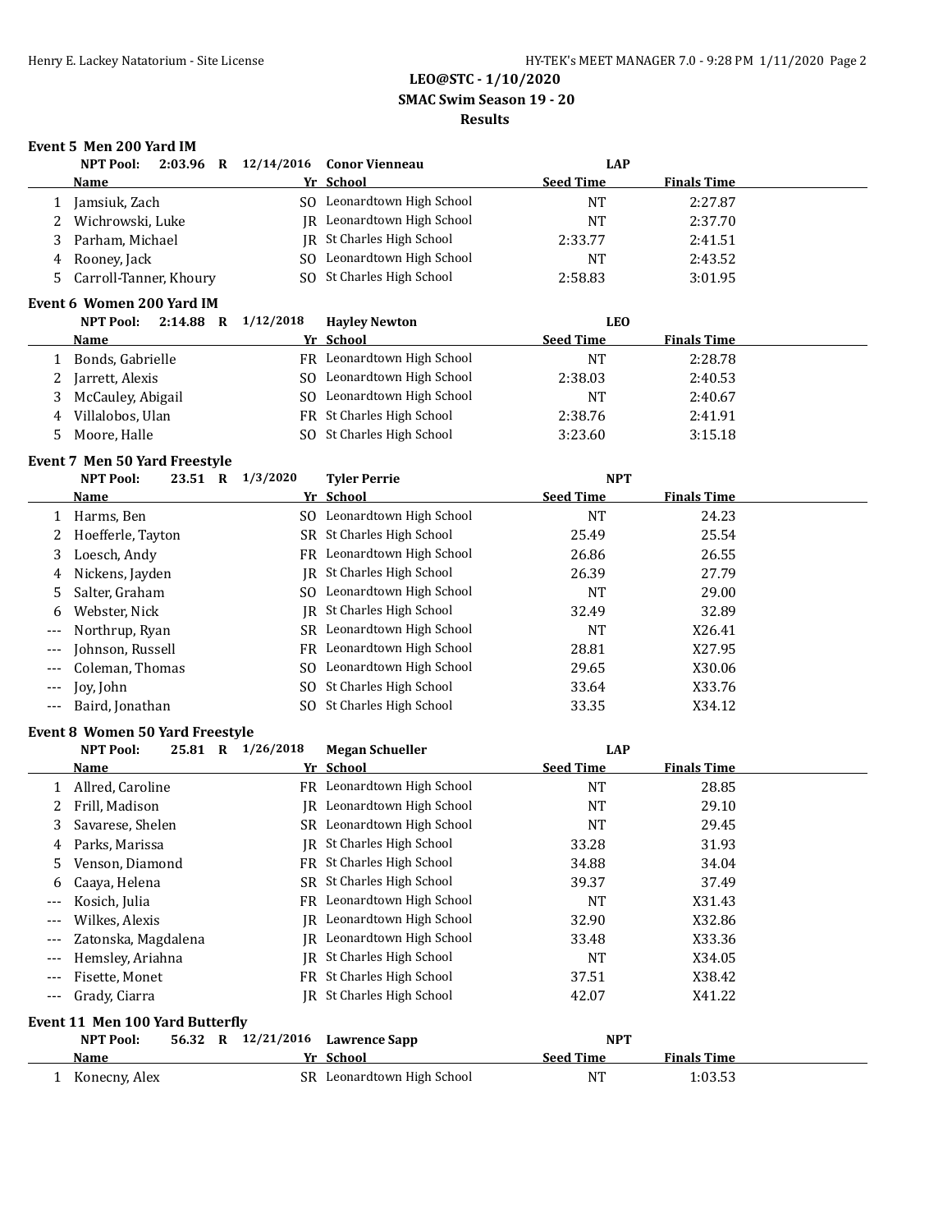## LEO@STC - 1/10/2020

### SMAC Swim Season 19 - 20

### Results

#### Event 5 Men 200 Yard IM

NPT Pool: 2:03.96 R 12/14/2016 Conor Vienneau LAP

| | Name | Yr | School | Seed Time | Finals Time |
|---|---|---|---|---|---|
| 1 | Jamsiuk, Zach | SO | Leonardtown High School | NT | 2:27.87 |
| 2 | Wichrowski, Luke | JR | Leonardtown High School | NT | 2:37.70 |
| 3 | Parham, Michael | JR | St Charles High School | 2:33.77 | 2:41.51 |
| 4 | Rooney, Jack | SO | Leonardtown High School | NT | 2:43.52 |
| 5 | Carroll-Tanner, Khoury | SO | St Charles High School | 2:58.83 | 3:01.95 |

#### Event 6 Women 200 Yard IM

NPT Pool: 2:14.88 R 1/12/2018 Hayley Newton LEO

| | Name | Yr | School | Seed Time | Finals Time |
|---|---|---|---|---|---|
| 1 | Bonds, Gabrielle | FR | Leonardtown High School | NT | 2:28.78 |
| 2 | Jarrett, Alexis | SO | Leonardtown High School | 2:38.03 | 2:40.53 |
| 3 | McCauley, Abigail | SO | Leonardtown High School | NT | 2:40.67 |
| 4 | Villalobos, Ulan | FR | St Charles High School | 2:38.76 | 2:41.91 |
| 5 | Moore, Halle | SO | St Charles High School | 3:23.60 | 3:15.18 |

#### Event 7 Men 50 Yard Freestyle

NPT Pool: 23.51 R 1/3/2020 Tyler Perrie NPT

| | Name | Yr | School | Seed Time | Finals Time |
|---|---|---|---|---|---|
| 1 | Harms, Ben | SO | Leonardtown High School | NT | 24.23 |
| 2 | Hoefferle, Tayton | SR | St Charles High School | 25.49 | 25.54 |
| 3 | Loesch, Andy | FR | Leonardtown High School | 26.86 | 26.55 |
| 4 | Nickens, Jayden | JR | St Charles High School | 26.39 | 27.79 |
| 5 | Salter, Graham | SO | Leonardtown High School | NT | 29.00 |
| 6 | Webster, Nick | JR | St Charles High School | 32.49 | 32.89 |
| --- | Northrup, Ryan | SR | Leonardtown High School | NT | X26.41 |
| --- | Johnson, Russell | FR | Leonardtown High School | 28.81 | X27.95 |
| --- | Coleman, Thomas | SO | Leonardtown High School | 29.65 | X30.06 |
| --- | Joy, John | SO | St Charles High School | 33.64 | X33.76 |
| --- | Baird, Jonathan | SO | St Charles High School | 33.35 | X34.12 |

#### Event 8 Women 50 Yard Freestyle

NPT Pool: 25.81 R 1/26/2018 Megan Schueller LAP

| | Name | Yr | School | Seed Time | Finals Time |
|---|---|---|---|---|---|
| 1 | Allred, Caroline | FR | Leonardtown High School | NT | 28.85 |
| 2 | Frill, Madison | JR | Leonardtown High School | NT | 29.10 |
| 3 | Savarese, Shelen | SR | Leonardtown High School | NT | 29.45 |
| 4 | Parks, Marissa | JR | St Charles High School | 33.28 | 31.93 |
| 5 | Venson, Diamond | FR | St Charles High School | 34.88 | 34.04 |
| 6 | Caaya, Helena | SR | St Charles High School | 39.37 | 37.49 |
| --- | Kosich, Julia | FR | Leonardtown High School | NT | X31.43 |
| --- | Wilkes, Alexis | JR | Leonardtown High School | 32.90 | X32.86 |
| --- | Zatonska, Magdalena | JR | Leonardtown High School | 33.48 | X33.36 |
| --- | Hemsley, Ariahna | JR | St Charles High School | NT | X34.05 |
| --- | Fisette, Monet | FR | St Charles High School | 37.51 | X38.42 |
| --- | Grady, Ciarra | JR | St Charles High School | 42.07 | X41.22 |

#### Event 11 Men 100 Yard Butterfly

NPT Pool: 56.32 R 12/21/2016 Lawrence Sapp NPT

| | Name | Yr | School | Seed Time | Finals Time |
|---|---|---|---|---|---|
| 1 | Konecny, Alex | SR | Leonardtown High School | NT | 1:03.53 |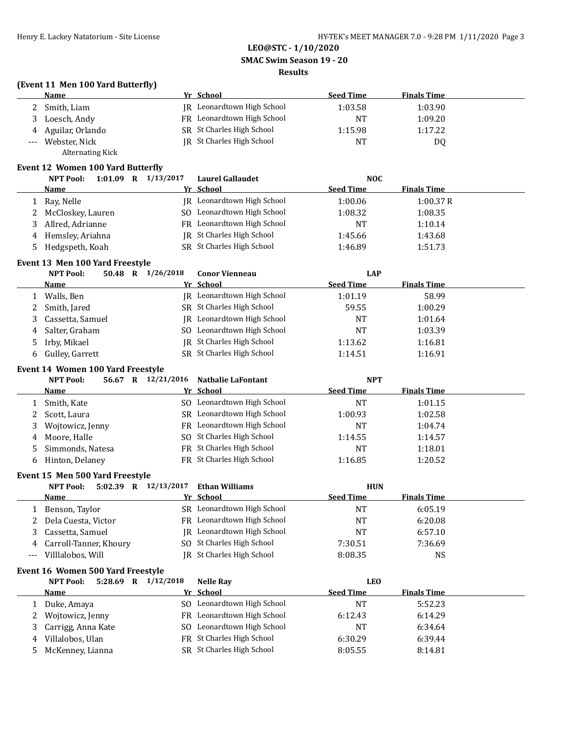**LEO@STC - 1/10/2020**

**SMAC Swim Season 19 - 20**

**Results**

### (Event 11 Men 100 Yard Butterfly)

| | Name | Yr | School | Seed Time | Finals Time |
|---|---|---|---|---|---|
| 2 | Smith, Liam | JR | Leonardtown High School | 1:03.58 | 1:03.90 |
| 3 | Loesch, Andy | FR | Leonardtown High School | NT | 1:09.20 |
| 4 | Aguilar, Orlando | SR | St Charles High School | 1:15.98 | 1:17.22 |
| --- | Webster, Nick | JR | St Charles High School | NT | DQ |
| | Alternating Kick | | | | |

### Event 12 Women 100 Yard Butterfly

NPT Pool: 1:01.09 R 1/13/2017 Laurel Gallaudet NOC

| | Name | Yr | School | Seed Time | Finals Time |
|---|---|---|---|---|---|
| 1 | Ray, Nelle | JR | Leonardtown High School | 1:00.06 | 1:00.37 R |
| 2 | McCloskey, Lauren | SO | Leonardtown High School | 1:08.32 | 1:08.35 |
| 3 | Allred, Adrianne | FR | Leonardtown High School | NT | 1:10.14 |
| 4 | Hemsley, Ariahna | JR | St Charles High School | 1:45.66 | 1:43.68 |
| 5 | Hedgspeth, Koah | SR | St Charles High School | 1:46.89 | 1:51.73 |

### Event 13 Men 100 Yard Freestyle

NPT Pool: 50.48 R 1/26/2018 Conor Vienneau LAP

| | Name | Yr | School | Seed Time | Finals Time |
|---|---|---|---|---|---|
| 1 | Walls, Ben | JR | Leonardtown High School | 1:01.19 | 58.99 |
| 2 | Smith, Jared | SR | St Charles High School | 59.55 | 1:00.29 |
| 3 | Cassetta, Samuel | JR | Leonardtown High School | NT | 1:01.64 |
| 4 | Salter, Graham | SO | Leonardtown High School | NT | 1:03.39 |
| 5 | Irby, Mikael | JR | St Charles High School | 1:13.62 | 1:16.81 |
| 6 | Gulley, Garrett | SR | St Charles High School | 1:14.51 | 1:16.91 |

### Event 14 Women 100 Yard Freestyle

NPT Pool: 56.67 R 12/21/2016 Nathalie LaFontant NPT

| | Name | Yr | School | Seed Time | Finals Time |
|---|---|---|---|---|---|
| 1 | Smith, Kate | SO | Leonardtown High School | NT | 1:01.15 |
| 2 | Scott, Laura | SR | Leonardtown High School | 1:00.93 | 1:02.58 |
| 3 | Wojtowicz, Jenny | FR | Leonardtown High School | NT | 1:04.74 |
| 4 | Moore, Halle | SO | St Charles High School | 1:14.55 | 1:14.57 |
| 5 | Simmonds, Natesa | FR | St Charles High School | NT | 1:18.01 |
| 6 | Hinton, Delaney | FR | St Charles High School | 1:16.85 | 1:20.52 |

### Event 15 Men 500 Yard Freestyle

NPT Pool: 5:02.39 R 12/13/2017 Ethan Williams HUN

| | Name | Yr | School | Seed Time | Finals Time |
|---|---|---|---|---|---|
| 1 | Benson, Taylor | SR | Leonardtown High School | NT | 6:05.19 |
| 2 | Dela Cuesta, Victor | FR | Leonardtown High School | NT | 6:20.08 |
| 3 | Cassetta, Samuel | JR | Leonardtown High School | NT | 6:57.10 |
| 4 | Carroll-Tanner, Khoury | SO | St Charles High School | 7:30.51 | 7:36.69 |
| --- | Villlalobos, Will | JR | St Charles High School | 8:08.35 | NS |

### Event 16 Women 500 Yard Freestyle

NPT Pool: 5:28.69 R 1/12/2018 Nelle Ray LEO

| | Name | Yr | School | Seed Time | Finals Time |
|---|---|---|---|---|---|
| 1 | Duke, Amaya | SO | Leonardtown High School | NT | 5:52.23 |
| 2 | Wojtowicz, Jenny | FR | Leonardtown High School | 6:12.43 | 6:14.29 |
| 3 | Carrigg, Anna Kate | SO | Leonardtown High School | NT | 6:34.64 |
| 4 | Villalobos, Ulan | FR | St Charles High School | 6:30.29 | 6:39.44 |
| 5 | McKenney, Lianna | SR | St Charles High School | 8:05.55 | 8:14.81 |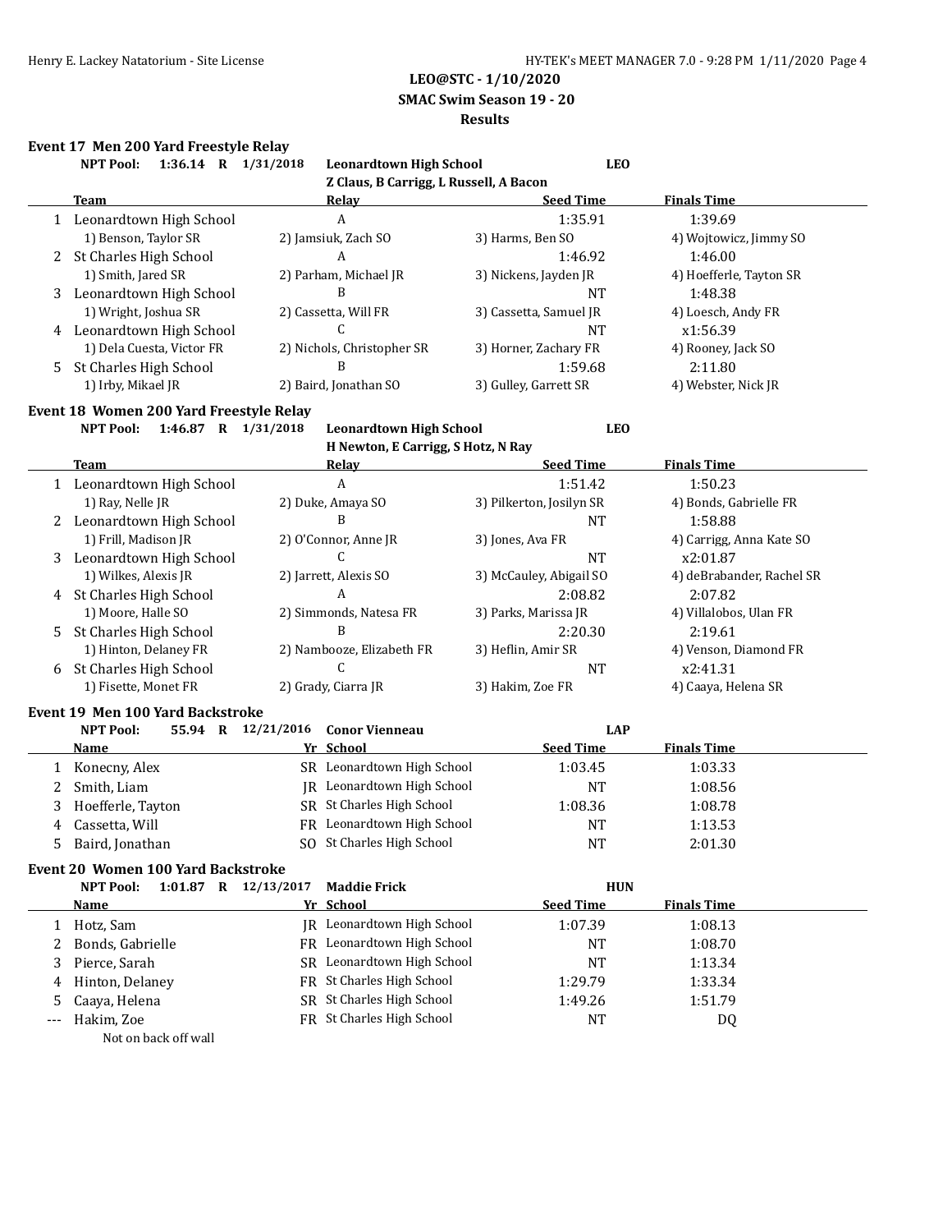**LEO@STC - 1/10/2020**
**SMAC Swim Season 19 - 20**
**Results**

### Event 17 Men 200 Yard Freestyle Relay

**NPT Pool: 1:36.14 R 1/31/2018 Leonardtown High School LEO**
**Z Claus, B Carrigg, L Russell, A Bacon**

| | Team | Relay | Seed Time | Finals Time |
|---|---|---|---|---|
| 1 | Leonardtown High School | A | 1:35.91 | 1:39.69 |
| | 1) Benson, Taylor SR | 2) Jamsiuk, Zach SO | 3) Harms, Ben SO | 4) Wojtowicz, Jimmy SO |
| 2 | St Charles High School | A | 1:46.92 | 1:46.00 |
| | 1) Smith, Jared SR | 2) Parham, Michael JR | 3) Nickens, Jayden JR | 4) Hoefferle, Tayton SR |
| 3 | Leonardtown High School | B | NT | 1:48.38 |
| | 1) Wright, Joshua SR | 2) Cassetta, Will FR | 3) Cassetta, Samuel JR | 4) Loesch, Andy FR |
| 4 | Leonardtown High School | C | NT | x1:56.39 |
| | 1) Dela Cuesta, Victor FR | 2) Nichols, Christopher SR | 3) Horner, Zachary FR | 4) Rooney, Jack SO |
| 5 | St Charles High School | B | 1:59.68 | 2:11.80 |
| | 1) Irby, Mikael JR | 2) Baird, Jonathan SO | 3) Gulley, Garrett SR | 4) Webster, Nick JR |

### Event 18 Women 200 Yard Freestyle Relay

**NPT Pool: 1:46.87 R 1/31/2018 Leonardtown High School LEO**
**H Newton, E Carrigg, S Hotz, N Ray**

| | Team | Relay | Seed Time | Finals Time |
|---|---|---|---|---|
| 1 | Leonardtown High School | A | 1:51.42 | 1:50.23 |
| | 1) Ray, Nelle JR | 2) Duke, Amaya SO | 3) Pilkerton, Josilyn SR | 4) Bonds, Gabrielle FR |
| 2 | Leonardtown High School | B | NT | 1:58.88 |
| | 1) Frill, Madison JR | 2) O'Connor, Anne JR | 3) Jones, Ava FR | 4) Carrigg, Anna Kate SO |
| 3 | Leonardtown High School | C | NT | x2:01.87 |
| | 1) Wilkes, Alexis JR | 2) Jarrett, Alexis SO | 3) McCauley, Abigail SO | 4) deBrabander, Rachel SR |
| 4 | St Charles High School | A | 2:08.82 | 2:07.82 |
| | 1) Moore, Halle SO | 2) Simmonds, Natesa FR | 3) Parks, Marissa JR | 4) Villalobos, Ulan FR |
| 5 | St Charles High School | B | 2:20.30 | 2:19.61 |
| | 1) Hinton, Delaney FR | 2) Nambooze, Elizabeth FR | 3) Heflin, Amir SR | 4) Venson, Diamond FR |
| 6 | St Charles High School | C | NT | x2:41.31 |
| | 1) Fisette, Monet FR | 2) Grady, Ciarra JR | 3) Hakim, Zoe FR | 4) Caaya, Helena SR |

### Event 19 Men 100 Yard Backstroke

**NPT Pool: 55.94 R 12/21/2016 Conor Vienneau LAP**

| | Name | Yr | School | Seed Time | Finals Time |
|---|---|---|---|---|---|
| 1 | Konecny, Alex | SR | Leonardtown High School | 1:03.45 | 1:03.33 |
| 2 | Smith, Liam | JR | Leonardtown High School | NT | 1:08.56 |
| 3 | Hoefferle, Tayton | SR | St Charles High School | 1:08.36 | 1:08.78 |
| 4 | Cassetta, Will | FR | Leonardtown High School | NT | 1:13.53 |
| 5 | Baird, Jonathan | SO | St Charles High School | NT | 2:01.30 |

### Event 20 Women 100 Yard Backstroke

**NPT Pool: 1:01.87 R 12/13/2017 Maddie Frick HUN**

| | Name | Yr | School | Seed Time | Finals Time |
|---|---|---|---|---|---|
| 1 | Hotz, Sam | JR | Leonardtown High School | 1:07.39 | 1:08.13 |
| 2 | Bonds, Gabrielle | FR | Leonardtown High School | NT | 1:08.70 |
| 3 | Pierce, Sarah | SR | Leonardtown High School | NT | 1:13.34 |
| 4 | Hinton, Delaney | FR | St Charles High School | 1:29.79 | 1:33.34 |
| 5 | Caaya, Helena | SR | St Charles High School | 1:49.26 | 1:51.79 |
| --- | Hakim, Zoe | FR | St Charles High School | NT | DQ |
| | Not on back off wall | | | | |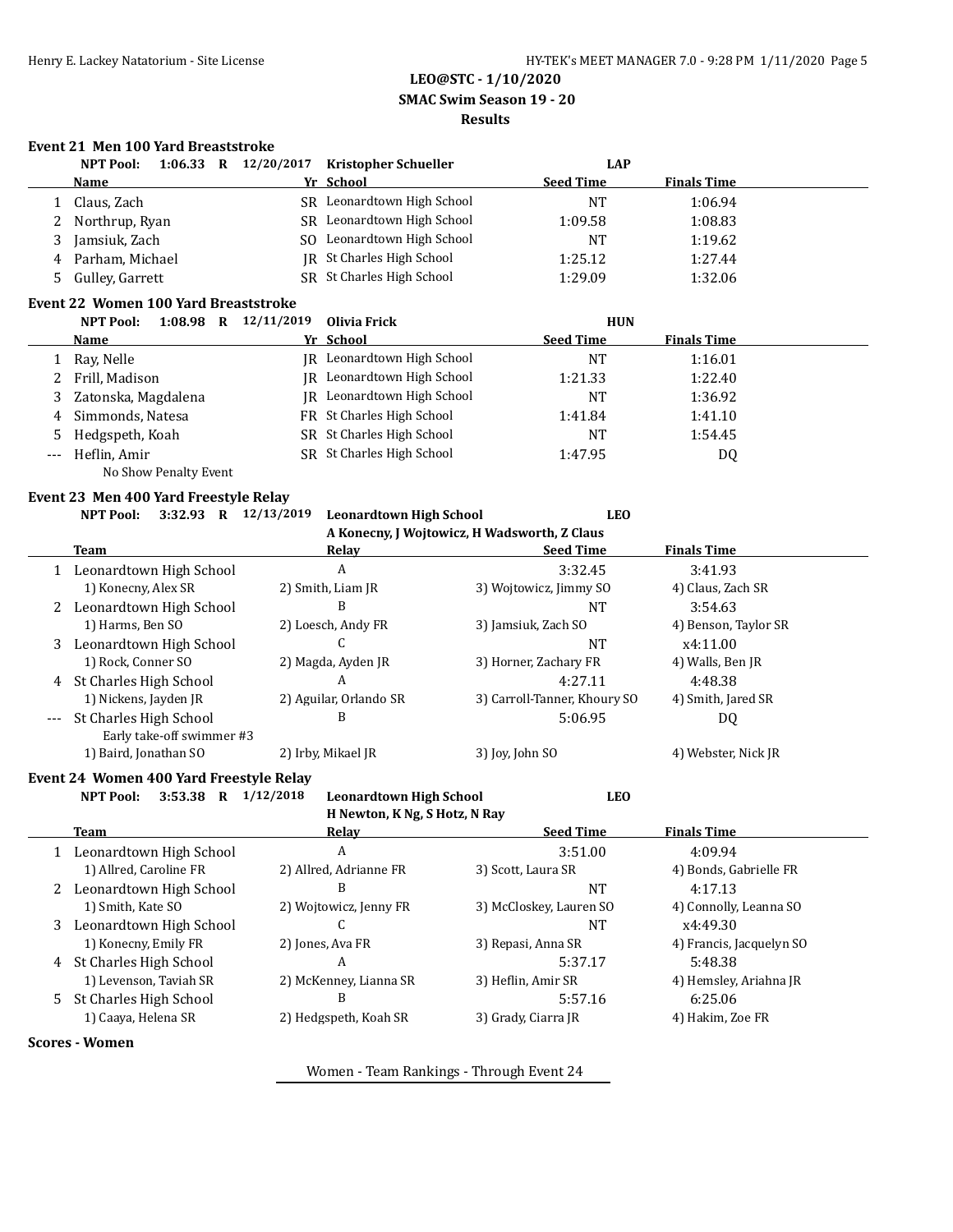**LEO@STC - 1/10/2020**
**SMAC Swim Season 19 - 20**
**Results**

### Event 21 Men 100 Yard Breaststroke

NPT Pool: 1:06.33 R 12/20/2017 Kristopher Schueller LAP

| | Name | Yr | School | Seed Time | Finals Time |
|---|---|---|---|---|---|
| 1 | Claus, Zach | SR | Leonardtown High School | NT | 1:06.94 |
| 2 | Northrup, Ryan | SR | Leonardtown High School | 1:09.58 | 1:08.83 |
| 3 | Jamsiuk, Zach | SO | Leonardtown High School | NT | 1:19.62 |
| 4 | Parham, Michael | JR | St Charles High School | 1:25.12 | 1:27.44 |
| 5 | Gulley, Garrett | SR | St Charles High School | 1:29.09 | 1:32.06 |

### Event 22 Women 100 Yard Breaststroke

NPT Pool: 1:08.98 R 12/11/2019 Olivia Frick HUN

| | Name | Yr | School | Seed Time | Finals Time |
|---|---|---|---|---|---|
| 1 | Ray, Nelle | JR | Leonardtown High School | NT | 1:16.01 |
| 2 | Frill, Madison | JR | Leonardtown High School | 1:21.33 | 1:22.40 |
| 3 | Zatonska, Magdalena | JR | Leonardtown High School | NT | 1:36.92 |
| 4 | Simmonds, Natesa | FR | St Charles High School | 1:41.84 | 1:41.10 |
| 5 | Hedgspeth, Koah | SR | St Charles High School | NT | 1:54.45 |
| --- | Heflin, Amir | SR | St Charles High School | 1:47.95 | DQ |
| | No Show Penalty Event | | | | |

### Event 23 Men 400 Yard Freestyle Relay

NPT Pool: 3:32.93 R 12/13/2019 Leonardtown High School LEO
A Konecny, J Wojtowicz, H Wadsworth, Z Claus

| | Team | Relay | Seed Time | Finals Time |
|---|---|---|---|---|
| 1 | Leonardtown High School | A | 3:32.45 | 3:41.93 |
| | 1) Konecny, Alex SR | 2) Smith, Liam JR | 3) Wojtowicz, Jimmy SO | 4) Claus, Zach SR |
| 2 | Leonardtown High School | B | NT | 3:54.63 |
| | 1) Harms, Ben SO | 2) Loesch, Andy FR | 3) Jamsiuk, Zach SO | 4) Benson, Taylor SR |
| 3 | Leonardtown High School | C | NT | x4:11.00 |
| | 1) Rock, Conner SO | 2) Magda, Ayden JR | 3) Horner, Zachary FR | 4) Walls, Ben JR |
| 4 | St Charles High School | A | 4:27.11 | 4:48.38 |
| | 1) Nickens, Jayden JR | 2) Aguilar, Orlando SR | 3) Carroll-Tanner, Khoury SO | 4) Smith, Jared SR |
| --- | St Charles High School | B | 5:06.95 | DQ |
| | Early take-off swimmer #3 | | | |
| | 1) Baird, Jonathan SO | 2) Irby, Mikael JR | 3) Joy, John SO | 4) Webster, Nick JR |

### Event 24 Women 400 Yard Freestyle Relay

NPT Pool: 3:53.38 R 1/12/2018 Leonardtown High School LEO
H Newton, K Ng, S Hotz, N Ray

| | Team | Relay | Seed Time | Finals Time |
|---|---|---|---|---|
| 1 | Leonardtown High School | A | 3:51.00 | 4:09.94 |
| | 1) Allred, Caroline FR | 2) Allred, Adrianne FR | 3) Scott, Laura SR | 4) Bonds, Gabrielle FR |
| 2 | Leonardtown High School | B | NT | 4:17.13 |
| | 1) Smith, Kate SO | 2) Wojtowicz, Jenny FR | 3) McCloskey, Lauren SO | 4) Connolly, Leanna SO |
| 3 | Leonardtown High School | C | NT | x4:49.30 |
| | 1) Konecny, Emily FR | 2) Jones, Ava FR | 3) Repasi, Anna SR | 4) Francis, Jacquelyn SO |
| 4 | St Charles High School | A | 5:37.17 | 5:48.38 |
| | 1) Levenson, Taviah SR | 2) McKenney, Lianna SR | 3) Heflin, Amir SR | 4) Hemsley, Ariahna JR |
| 5 | St Charles High School | B | 5:57.16 | 6:25.06 |
| | 1) Caaya, Helena SR | 2) Hedgspeth, Koah SR | 3) Grady, Ciarra JR | 4) Hakim, Zoe FR |

**Scores - Women**

Women - Team Rankings - Through Event 24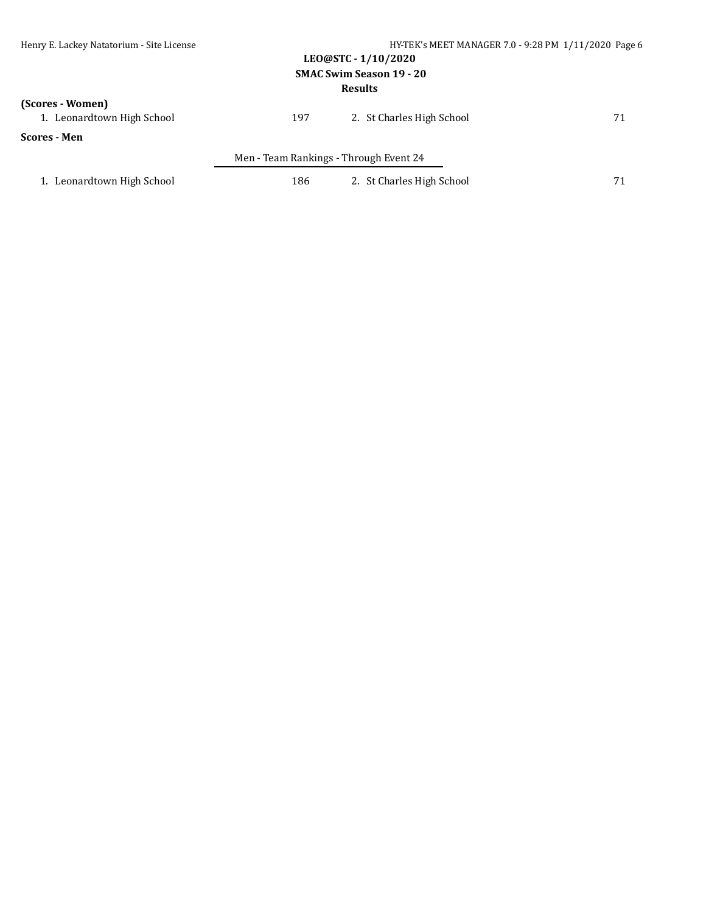**(Scores - Women)**

| | | | |
|---|---|---|---|
| 1. Leonardtown High School | 197 | 2. St Charles High School | 71 |

**Scores - Men**

Men - Team Rankings - Through Event 24

| | | | |
|---|---|---|---|
| 1. Leonardtown High School | 186 | 2. St Charles High School | 71 |